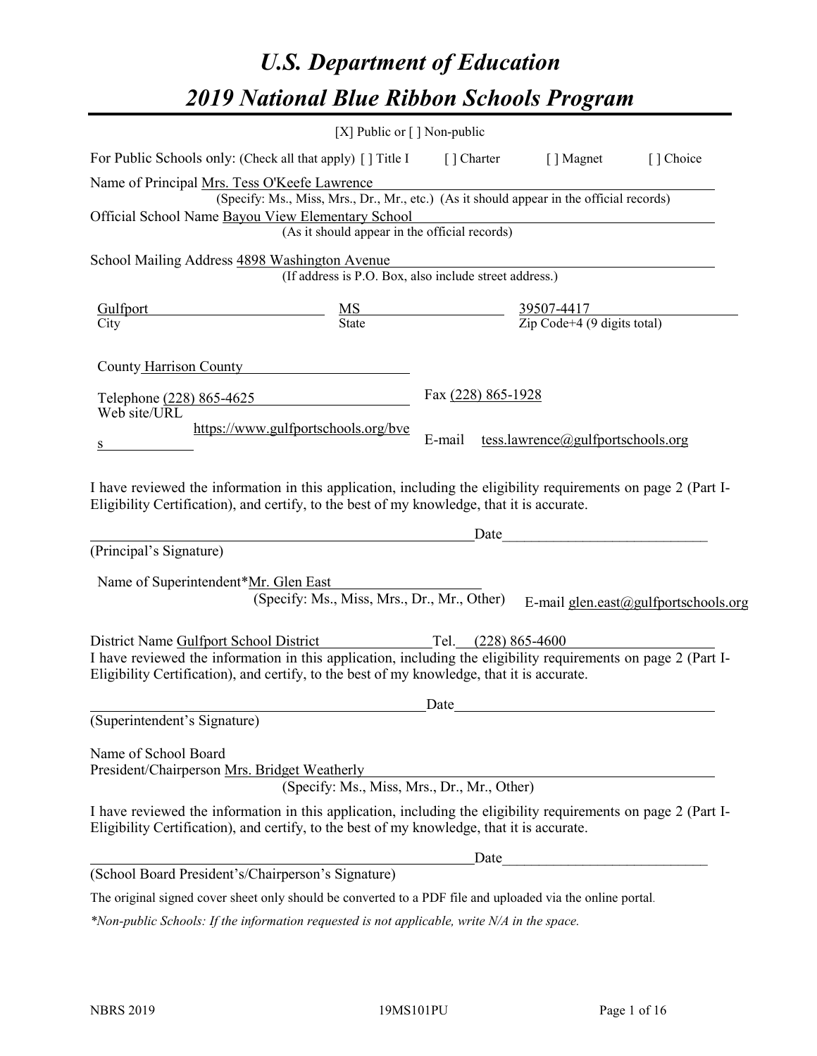# *U.S. Department of Education*

# *2019 National Blue Ribbon Schools Program*

[X] Public or [ ] Non-public

For Public Schools only: (Check all that apply) [ ] Title I [ ] Charter [ ] Magnet [ ] Choice

Name of Principal Mrs. Tess O'Keefe Lawrence
(Specify: Ms., Miss, Mrs., Dr., Mr., etc.) (As it should appear in the official records)

Official School Name Bayou View Elementary School
(As it should appear in the official records)

School Mailing Address 4898 Washington Avenue
(If address is P.O. Box, also include street address.)

| Gulfport | MS | 39507-4417 |
|---|---|---|
| City | State | Zip Code+4 (9 digits total) |

County Harrison County

Telephone (228) 865-4625 Fax (228) 865-1928

Web site/URL https://www.gulfportschools.org/bves E-mail tess.lawrence@gulfportschools.org

I have reviewed the information in this application, including the eligibility requirements on page 2 (Part I-Eligibility Certification), and certify, to the best of my knowledge, that it is accurate.

_______________________________________________ Date___________________________

(Principal's Signature)

Name of Superintendent* Mr. Glen East
(Specify: Ms., Miss, Mrs., Dr., Mr., Other) E-mail glen.east@gulfportschools.org

District Name Gulfport School District Tel. (228) 865-4600

I have reviewed the information in this application, including the eligibility requirements on page 2 (Part I-Eligibility Certification), and certify, to the best of my knowledge, that it is accurate.

_______________________________________________ Date___________________________

(Superintendent's Signature)

Name of School Board
President/Chairperson Mrs. Bridget Weatherly
(Specify: Ms., Miss, Mrs., Dr., Mr., Other)

I have reviewed the information in this application, including the eligibility requirements on page 2 (Part I-Eligibility Certification), and certify, to the best of my knowledge, that it is accurate.

_______________________________________________ Date___________________________

(School Board President's/Chairperson's Signature)

The original signed cover sheet only should be converted to a PDF file and uploaded via the online portal.

*\*Non-public Schools: If the information requested is not applicable, write N/A in the space.*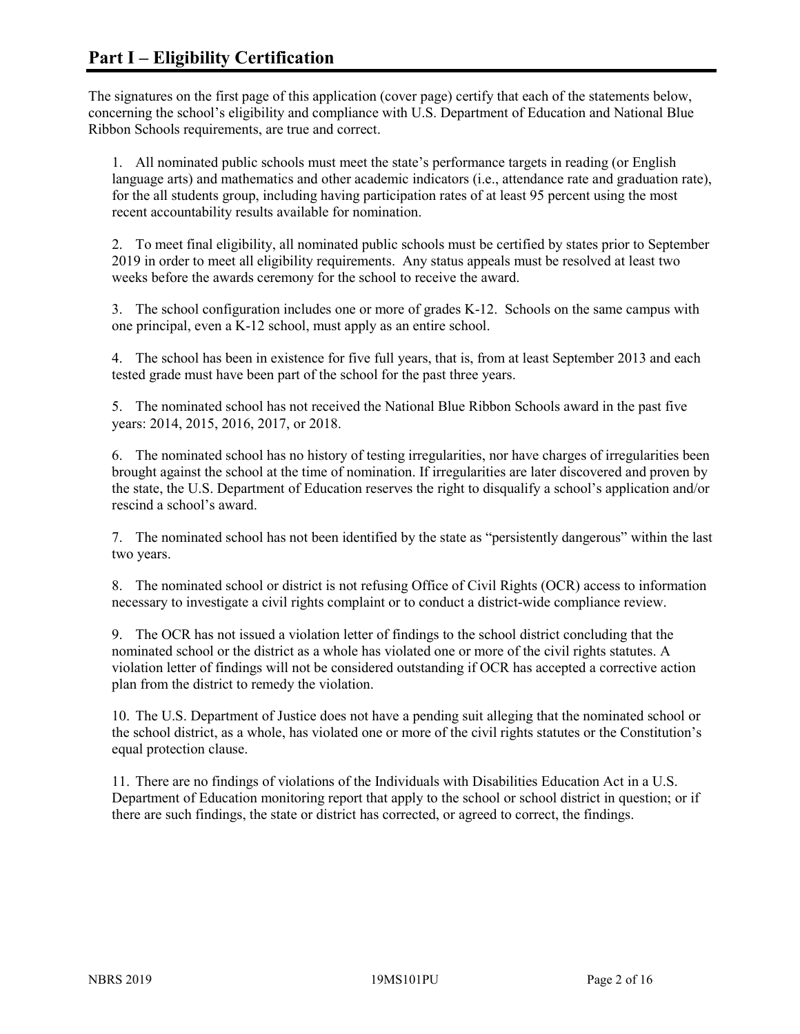# Part I – Eligibility Certification

The signatures on the first page of this application (cover page) certify that each of the statements below, concerning the school's eligibility and compliance with U.S. Department of Education and National Blue Ribbon Schools requirements, are true and correct.

1. All nominated public schools must meet the state's performance targets in reading (or English language arts) and mathematics and other academic indicators (i.e., attendance rate and graduation rate), for the all students group, including having participation rates of at least 95 percent using the most recent accountability results available for nomination.

2. To meet final eligibility, all nominated public schools must be certified by states prior to September 2019 in order to meet all eligibility requirements. Any status appeals must be resolved at least two weeks before the awards ceremony for the school to receive the award.

3. The school configuration includes one or more of grades K-12. Schools on the same campus with one principal, even a K-12 school, must apply as an entire school.

4. The school has been in existence for five full years, that is, from at least September 2013 and each tested grade must have been part of the school for the past three years.

5. The nominated school has not received the National Blue Ribbon Schools award in the past five years: 2014, 2015, 2016, 2017, or 2018.

6. The nominated school has no history of testing irregularities, nor have charges of irregularities been brought against the school at the time of nomination. If irregularities are later discovered and proven by the state, the U.S. Department of Education reserves the right to disqualify a school's application and/or rescind a school's award.

7. The nominated school has not been identified by the state as "persistently dangerous" within the last two years.

8. The nominated school or district is not refusing Office of Civil Rights (OCR) access to information necessary to investigate a civil rights complaint or to conduct a district-wide compliance review.

9. The OCR has not issued a violation letter of findings to the school district concluding that the nominated school or the district as a whole has violated one or more of the civil rights statutes. A violation letter of findings will not be considered outstanding if OCR has accepted a corrective action plan from the district to remedy the violation.

10. The U.S. Department of Justice does not have a pending suit alleging that the nominated school or the school district, as a whole, has violated one or more of the civil rights statutes or the Constitution's equal protection clause.

11. There are no findings of violations of the Individuals with Disabilities Education Act in a U.S. Department of Education monitoring report that apply to the school or school district in question; or if there are such findings, the state or district has corrected, or agreed to correct, the findings.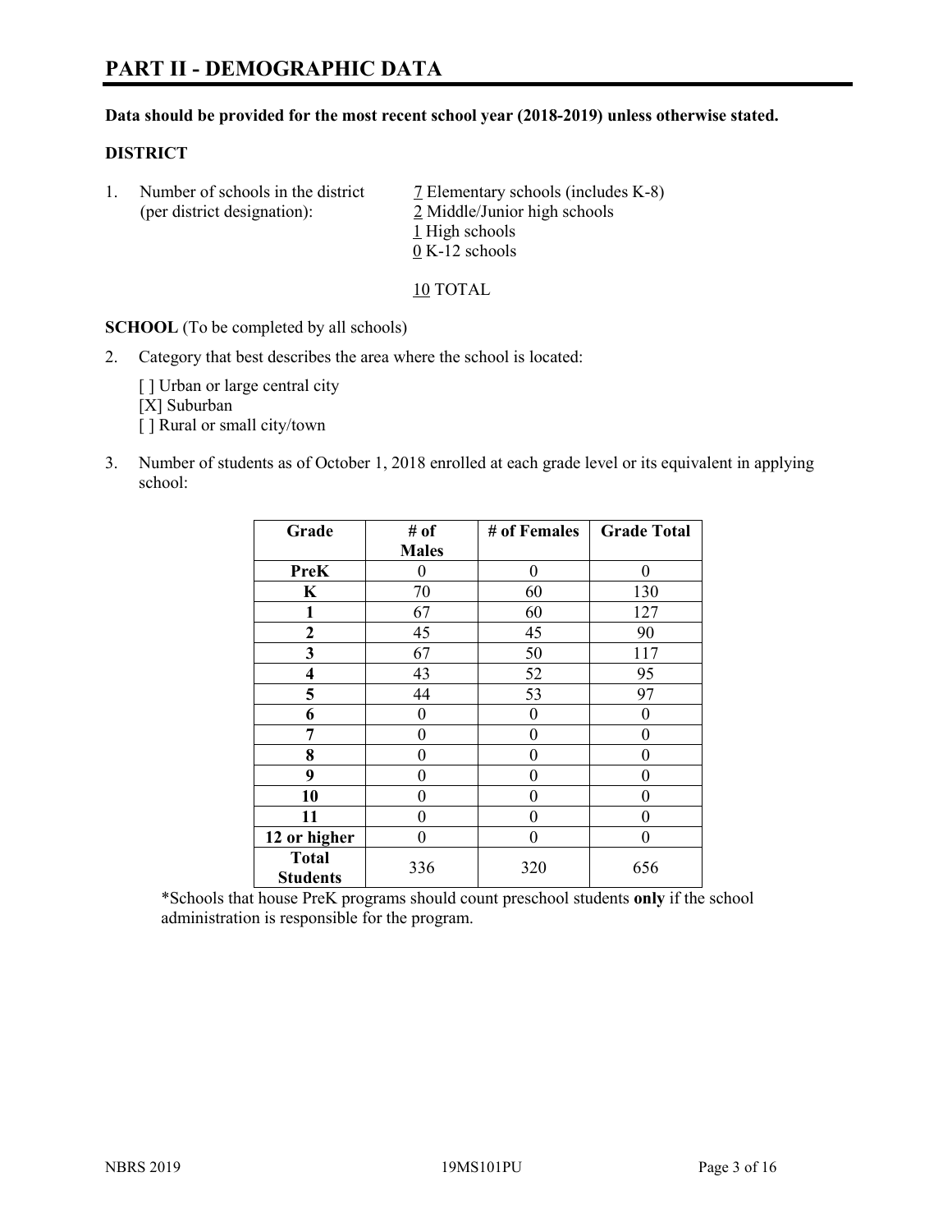# PART II - DEMOGRAPHIC DATA

**Data should be provided for the most recent school year (2018-2019) unless otherwise stated.**

**DISTRICT**

1. Number of schools in the district (per district designation):
   7 Elementary schools (includes K-8)
   2 Middle/Junior high schools
   1 High schools
   0 K-12 schools

   10 TOTAL

**SCHOOL** (To be completed by all schools)

2. Category that best describes the area where the school is located:

   [ ] Urban or large central city
   [X] Suburban
   [ ] Rural or small city/town

3. Number of students as of October 1, 2018 enrolled at each grade level or its equivalent in applying school:

| Grade | # of Males | # of Females | Grade Total |
|---|---|---|---|
| **PreK** | 0 | 0 | 0 |
| **K** | 70 | 60 | 130 |
| **1** | 67 | 60 | 127 |
| **2** | 45 | 45 | 90 |
| **3** | 67 | 50 | 117 |
| **4** | 43 | 52 | 95 |
| **5** | 44 | 53 | 97 |
| **6** | 0 | 0 | 0 |
| **7** | 0 | 0 | 0 |
| **8** | 0 | 0 | 0 |
| **9** | 0 | 0 | 0 |
| **10** | 0 | 0 | 0 |
| **11** | 0 | 0 | 0 |
| **12 or higher** | 0 | 0 | 0 |
| **Total Students** | 336 | 320 | 656 |

*Schools that house PreK programs should count preschool students **only** if the school administration is responsible for the program.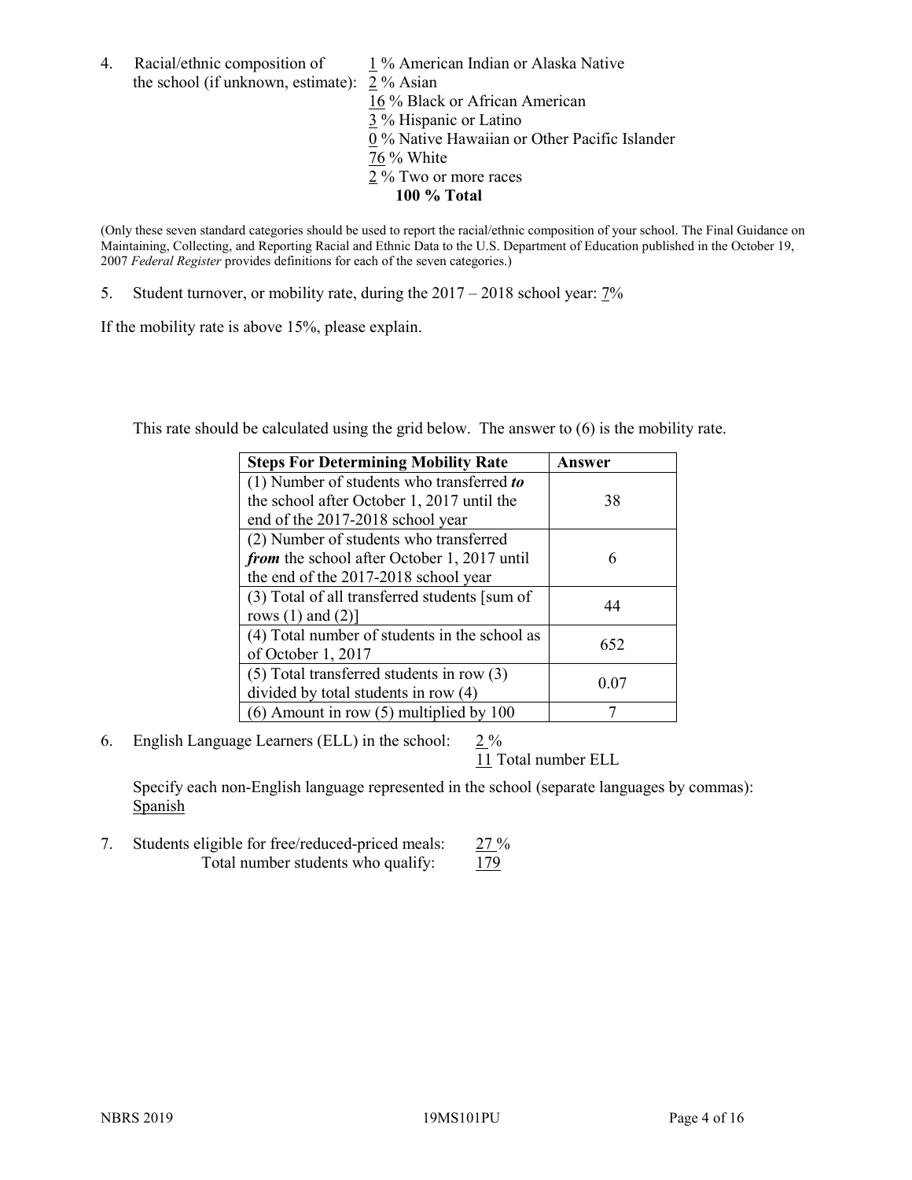4. Racial/ethnic composition of the school (if unknown, estimate):
   1 % American Indian or Alaska Native
   2 % Asian
   16 % Black or African American
   3 % Hispanic or Latino
   0 % Native Hawaiian or Other Pacific Islander
   76 % White
   2 % Two or more races
   **100 % Total**

(Only these seven standard categories should be used to report the racial/ethnic composition of your school. The Final Guidance on Maintaining, Collecting, and Reporting Racial and Ethnic Data to the U.S. Department of Education published in the October 19, 2007 *Federal Register* provides definitions for each of the seven categories.)

5. Student turnover, or mobility rate, during the 2017 – 2018 school year: 7%

If the mobility rate is above 15%, please explain.

This rate should be calculated using the grid below. The answer to (6) is the mobility rate.

| Steps For Determining Mobility Rate | Answer |
| --- | --- |
| (1) Number of students who transferred ***to*** the school after October 1, 2017 until the end of the 2017-2018 school year | 38 |
| (2) Number of students who transferred ***from*** the school after October 1, 2017 until the end of the 2017-2018 school year | 6 |
| (3) Total of all transferred students [sum of rows (1) and (2)] | 44 |
| (4) Total number of students in the school as of October 1, 2017 | 652 |
| (5) Total transferred students in row (3) divided by total students in row (4) | 0.07 |
| (6) Amount in row (5) multiplied by 100 | 7 |

6. English Language Learners (ELL) in the school: 2 %
   11 Total number ELL

   Specify each non-English language represented in the school (separate languages by commas): Spanish

7. Students eligible for free/reduced-priced meals: 27 %
   Total number students who qualify: 179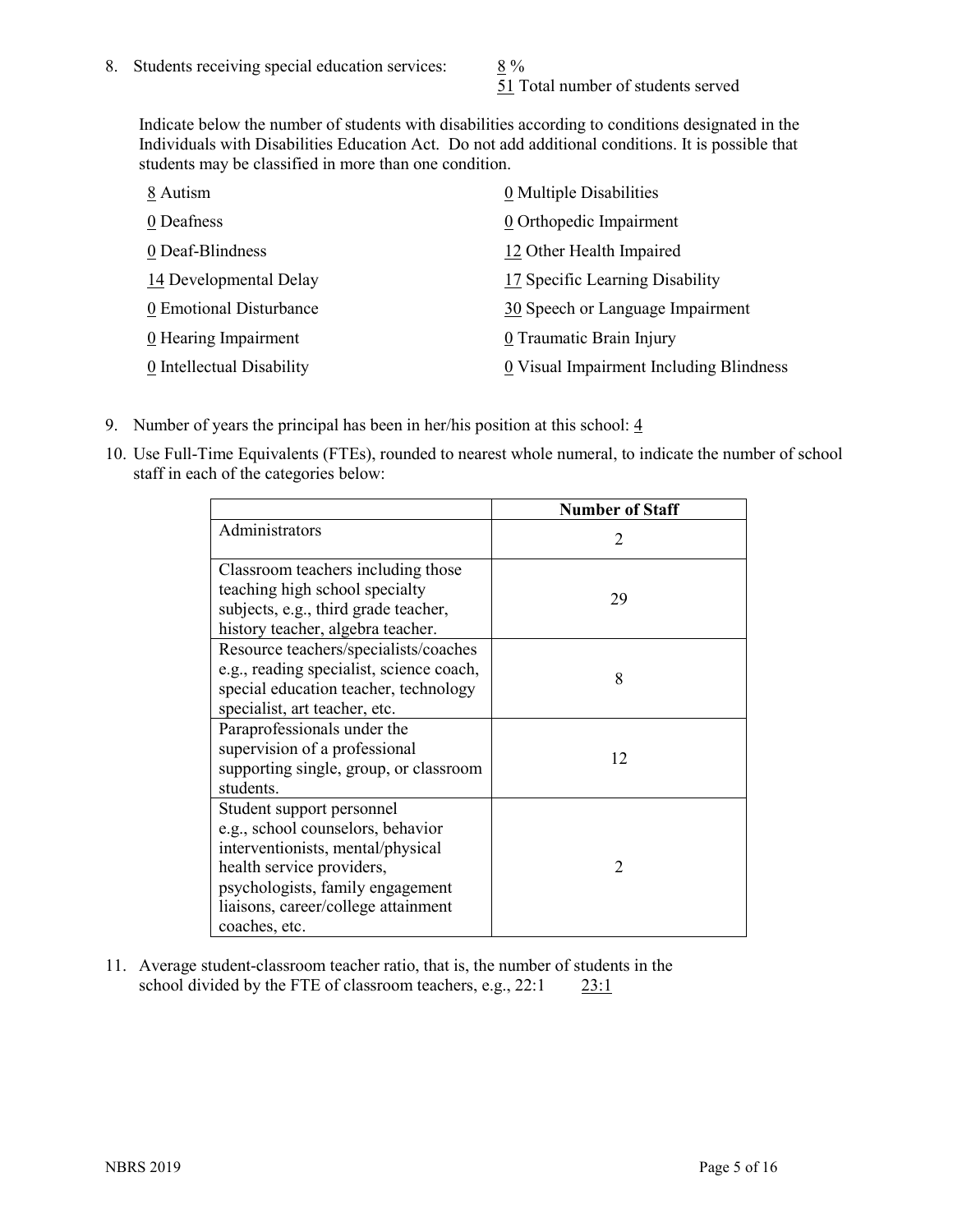8. Students receiving special education services: 8 %
   51 Total number of students served

Indicate below the number of students with disabilities according to conditions designated in the Individuals with Disabilities Education Act. Do not add additional conditions. It is possible that students may be classified in more than one condition.

8 Autism
0 Deafness
0 Deaf-Blindness
14 Developmental Delay
0 Emotional Disturbance
0 Hearing Impairment
0 Intellectual Disability
0 Multiple Disabilities
0 Orthopedic Impairment
12 Other Health Impaired
17 Specific Learning Disability
30 Speech or Language Impairment
0 Traumatic Brain Injury
0 Visual Impairment Including Blindness

9. Number of years the principal has been in her/his position at this school: 4

10. Use Full-Time Equivalents (FTEs), rounded to nearest whole numeral, to indicate the number of school staff in each of the categories below:

| | Number of Staff |
|---|---|
| Administrators | 2 |
| Classroom teachers including those teaching high school specialty subjects, e.g., third grade teacher, history teacher, algebra teacher. | 29 |
| Resource teachers/specialists/coaches e.g., reading specialist, science coach, special education teacher, technology specialist, art teacher, etc. | 8 |
| Paraprofessionals under the supervision of a professional supporting single, group, or classroom students. | 12 |
| Student support personnel e.g., school counselors, behavior interventionists, mental/physical health service providers, psychologists, family engagement liaisons, career/college attainment coaches, etc. | 2 |

11. Average student-classroom teacher ratio, that is, the number of students in the school divided by the FTE of classroom teachers, e.g., 22:1 23:1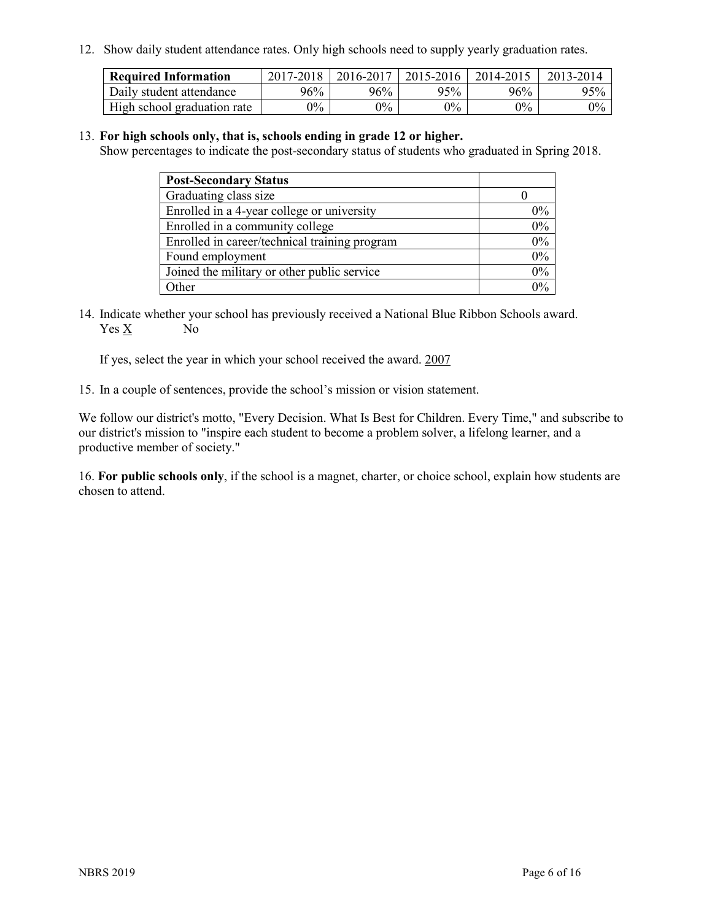12. Show daily student attendance rates. Only high schools need to supply yearly graduation rates.

| Required Information | 2017-2018 | 2016-2017 | 2015-2016 | 2014-2015 | 2013-2014 |
|---|---|---|---|---|---|
| Daily student attendance | 96% | 96% | 95% | 96% | 95% |
| High school graduation rate | 0% | 0% | 0% | 0% | 0% |

13. **For high schools only, that is, schools ending in grade 12 or higher.**
Show percentages to indicate the post-secondary status of students who graduated in Spring 2018.

| Post-Secondary Status | |
|---|---|
| Graduating class size | 0 |
| Enrolled in a 4-year college or university | 0% |
| Enrolled in a community college | 0% |
| Enrolled in career/technical training program | 0% |
| Found employment | 0% |
| Joined the military or other public service | 0% |
| Other | 0% |

14. Indicate whether your school has previously received a National Blue Ribbon Schools award.
Yes X No

If yes, select the year in which your school received the award. 2007

15. In a couple of sentences, provide the school's mission or vision statement.

We follow our district's motto, "Every Decision. What Is Best for Children. Every Time," and subscribe to our district's mission to "inspire each student to become a problem solver, a lifelong learner, and a productive member of society."

16. **For public schools only**, if the school is a magnet, charter, or choice school, explain how students are chosen to attend.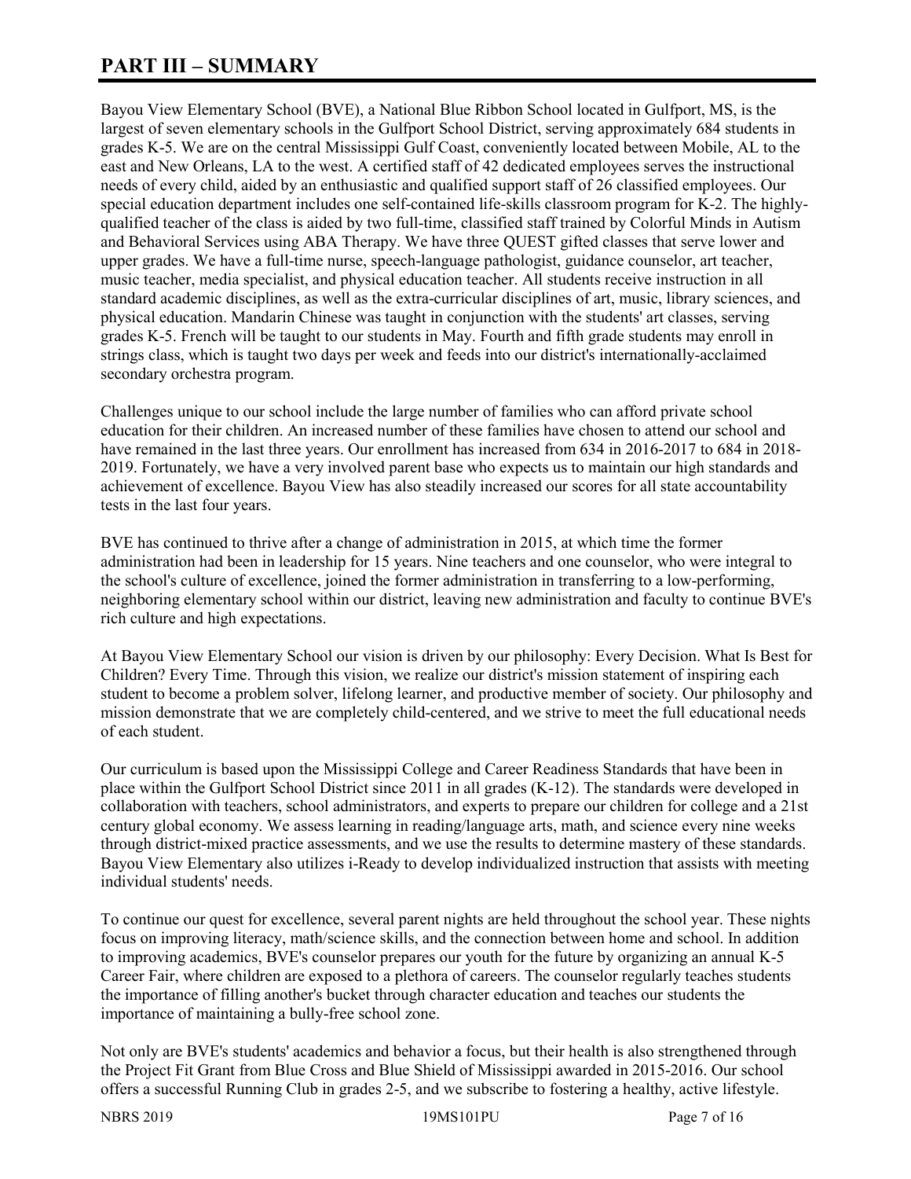# PART III – SUMMARY

Bayou View Elementary School (BVE), a National Blue Ribbon School located in Gulfport, MS, is the largest of seven elementary schools in the Gulfport School District, serving approximately 684 students in grades K-5. We are on the central Mississippi Gulf Coast, conveniently located between Mobile, AL to the east and New Orleans, LA to the west. A certified staff of 42 dedicated employees serves the instructional needs of every child, aided by an enthusiastic and qualified support staff of 26 classified employees. Our special education department includes one self-contained life-skills classroom program for K-2. The highly-qualified teacher of the class is aided by two full-time, classified staff trained by Colorful Minds in Autism and Behavioral Services using ABA Therapy. We have three QUEST gifted classes that serve lower and upper grades. We have a full-time nurse, speech-language pathologist, guidance counselor, art teacher, music teacher, media specialist, and physical education teacher. All students receive instruction in all standard academic disciplines, as well as the extra-curricular disciplines of art, music, library sciences, and physical education. Mandarin Chinese was taught in conjunction with the students' art classes, serving grades K-5. French will be taught to our students in May. Fourth and fifth grade students may enroll in strings class, which is taught two days per week and feeds into our district's internationally-acclaimed secondary orchestra program.

Challenges unique to our school include the large number of families who can afford private school education for their children. An increased number of these families have chosen to attend our school and have remained in the last three years. Our enrollment has increased from 634 in 2016-2017 to 684 in 2018-2019. Fortunately, we have a very involved parent base who expects us to maintain our high standards and achievement of excellence. Bayou View has also steadily increased our scores for all state accountability tests in the last four years.

BVE has continued to thrive after a change of administration in 2015, at which time the former administration had been in leadership for 15 years. Nine teachers and one counselor, who were integral to the school's culture of excellence, joined the former administration in transferring to a low-performing, neighboring elementary school within our district, leaving new administration and faculty to continue BVE's rich culture and high expectations.

At Bayou View Elementary School our vision is driven by our philosophy: Every Decision. What Is Best for Children? Every Time. Through this vision, we realize our district's mission statement of inspiring each student to become a problem solver, lifelong learner, and productive member of society. Our philosophy and mission demonstrate that we are completely child-centered, and we strive to meet the full educational needs of each student.

Our curriculum is based upon the Mississippi College and Career Readiness Standards that have been in place within the Gulfport School District since 2011 in all grades (K-12). The standards were developed in collaboration with teachers, school administrators, and experts to prepare our children for college and a 21st century global economy. We assess learning in reading/language arts, math, and science every nine weeks through district-mixed practice assessments, and we use the results to determine mastery of these standards. Bayou View Elementary also utilizes i-Ready to develop individualized instruction that assists with meeting individual students' needs.

To continue our quest for excellence, several parent nights are held throughout the school year. These nights focus on improving literacy, math/science skills, and the connection between home and school. In addition to improving academics, BVE's counselor prepares our youth for the future by organizing an annual K-5 Career Fair, where children are exposed to a plethora of careers. The counselor regularly teaches students the importance of filling another's bucket through character education and teaches our students the importance of maintaining a bully-free school zone.

Not only are BVE's students' academics and behavior a focus, but their health is also strengthened through the Project Fit Grant from Blue Cross and Blue Shield of Mississippi awarded in 2015-2016. Our school offers a successful Running Club in grades 2-5, and we subscribe to fostering a healthy, active lifestyle.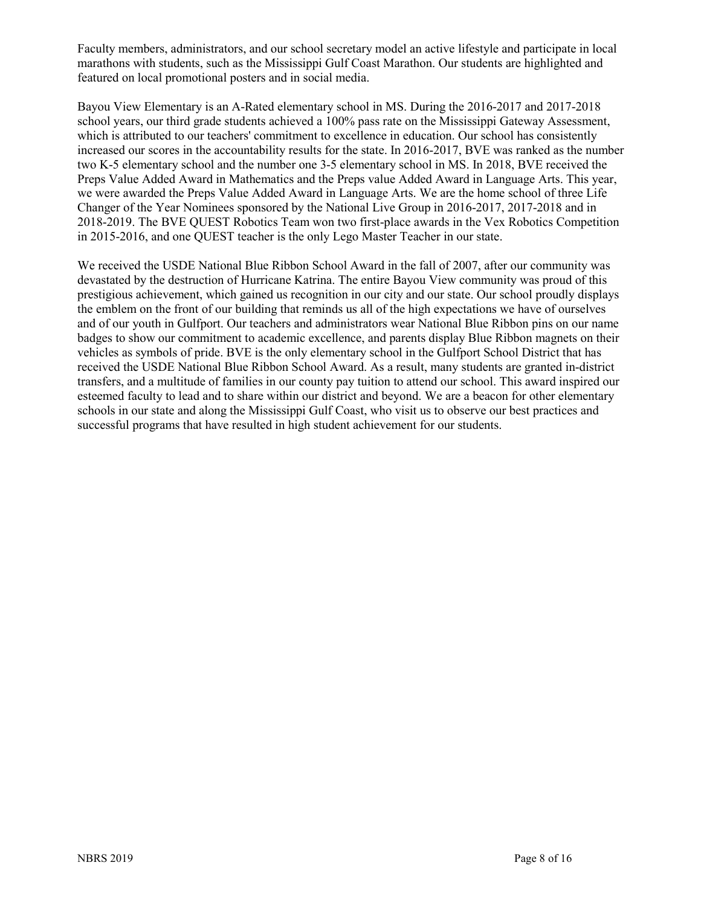Faculty members, administrators, and our school secretary model an active lifestyle and participate in local marathons with students, such as the Mississippi Gulf Coast Marathon. Our students are highlighted and featured on local promotional posters and in social media.

Bayou View Elementary is an A-Rated elementary school in MS. During the 2016-2017 and 2017-2018 school years, our third grade students achieved a 100% pass rate on the Mississippi Gateway Assessment, which is attributed to our teachers' commitment to excellence in education. Our school has consistently increased our scores in the accountability results for the state. In 2016-2017, BVE was ranked as the number two K-5 elementary school and the number one 3-5 elementary school in MS. In 2018, BVE received the Preps Value Added Award in Mathematics and the Preps value Added Award in Language Arts. This year, we were awarded the Preps Value Added Award in Language Arts. We are the home school of three Life Changer of the Year Nominees sponsored by the National Live Group in 2016-2017, 2017-2018 and in 2018-2019. The BVE QUEST Robotics Team won two first-place awards in the Vex Robotics Competition in 2015-2016, and one QUEST teacher is the only Lego Master Teacher in our state.

We received the USDE National Blue Ribbon School Award in the fall of 2007, after our community was devastated by the destruction of Hurricane Katrina. The entire Bayou View community was proud of this prestigious achievement, which gained us recognition in our city and our state. Our school proudly displays the emblem on the front of our building that reminds us all of the high expectations we have of ourselves and of our youth in Gulfport. Our teachers and administrators wear National Blue Ribbon pins on our name badges to show our commitment to academic excellence, and parents display Blue Ribbon magnets on their vehicles as symbols of pride. BVE is the only elementary school in the Gulfport School District that has received the USDE National Blue Ribbon School Award. As a result, many students are granted in-district transfers, and a multitude of families in our county pay tuition to attend our school. This award inspired our esteemed faculty to lead and to share within our district and beyond. We are a beacon for other elementary schools in our state and along the Mississippi Gulf Coast, who visit us to observe our best practices and successful programs that have resulted in high student achievement for our students.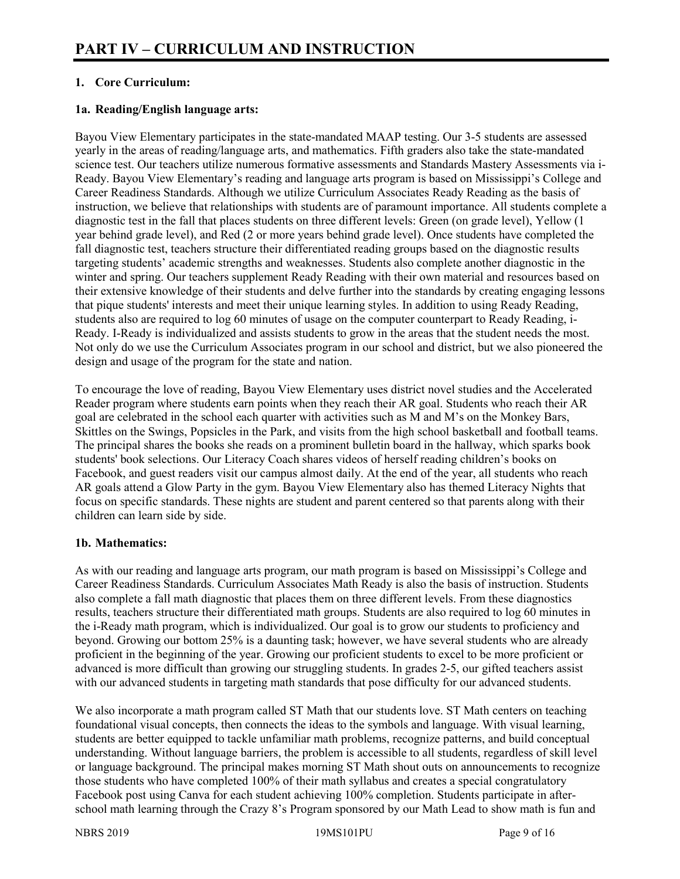# PART IV – CURRICULUM AND INSTRUCTION

## 1. Core Curriculum:

### 1a. Reading/English language arts:

Bayou View Elementary participates in the state-mandated MAAP testing. Our 3-5 students are assessed yearly in the areas of reading/language arts, and mathematics. Fifth graders also take the state-mandated science test. Our teachers utilize numerous formative assessments and Standards Mastery Assessments via i-Ready. Bayou View Elementary's reading and language arts program is based on Mississippi's College and Career Readiness Standards. Although we utilize Curriculum Associates Ready Reading as the basis of instruction, we believe that relationships with students are of paramount importance. All students complete a diagnostic test in the fall that places students on three different levels: Green (on grade level), Yellow (1 year behind grade level), and Red (2 or more years behind grade level). Once students have completed the fall diagnostic test, teachers structure their differentiated reading groups based on the diagnostic results targeting students' academic strengths and weaknesses. Students also complete another diagnostic in the winter and spring. Our teachers supplement Ready Reading with their own material and resources based on their extensive knowledge of their students and delve further into the standards by creating engaging lessons that pique students' interests and meet their unique learning styles. In addition to using Ready Reading, students also are required to log 60 minutes of usage on the computer counterpart to Ready Reading, i-Ready. I-Ready is individualized and assists students to grow in the areas that the student needs the most. Not only do we use the Curriculum Associates program in our school and district, but we also pioneered the design and usage of the program for the state and nation.

To encourage the love of reading, Bayou View Elementary uses district novel studies and the Accelerated Reader program where students earn points when they reach their AR goal. Students who reach their AR goal are celebrated in the school each quarter with activities such as M and M's on the Monkey Bars, Skittles on the Swings, Popsicles in the Park, and visits from the high school basketball and football teams. The principal shares the books she reads on a prominent bulletin board in the hallway, which sparks book students' book selections. Our Literacy Coach shares videos of herself reading children's books on Facebook, and guest readers visit our campus almost daily. At the end of the year, all students who reach AR goals attend a Glow Party in the gym. Bayou View Elementary also has themed Literacy Nights that focus on specific standards. These nights are student and parent centered so that parents along with their children can learn side by side.

### 1b. Mathematics:

As with our reading and language arts program, our math program is based on Mississippi's College and Career Readiness Standards. Curriculum Associates Math Ready is also the basis of instruction. Students also complete a fall math diagnostic that places them on three different levels. From these diagnostics results, teachers structure their differentiated math groups. Students are also required to log 60 minutes in the i-Ready math program, which is individualized. Our goal is to grow our students to proficiency and beyond. Growing our bottom 25% is a daunting task; however, we have several students who are already proficient in the beginning of the year. Growing our proficient students to excel to be more proficient or advanced is more difficult than growing our struggling students. In grades 2-5, our gifted teachers assist with our advanced students in targeting math standards that pose difficulty for our advanced students.

We also incorporate a math program called ST Math that our students love. ST Math centers on teaching foundational visual concepts, then connects the ideas to the symbols and language. With visual learning, students are better equipped to tackle unfamiliar math problems, recognize patterns, and build conceptual understanding. Without language barriers, the problem is accessible to all students, regardless of skill level or language background. The principal makes morning ST Math shout outs on announcements to recognize those students who have completed 100% of their math syllabus and creates a special congratulatory Facebook post using Canva for each student achieving 100% completion. Students participate in after-school math learning through the Crazy 8's Program sponsored by our Math Lead to show math is fun and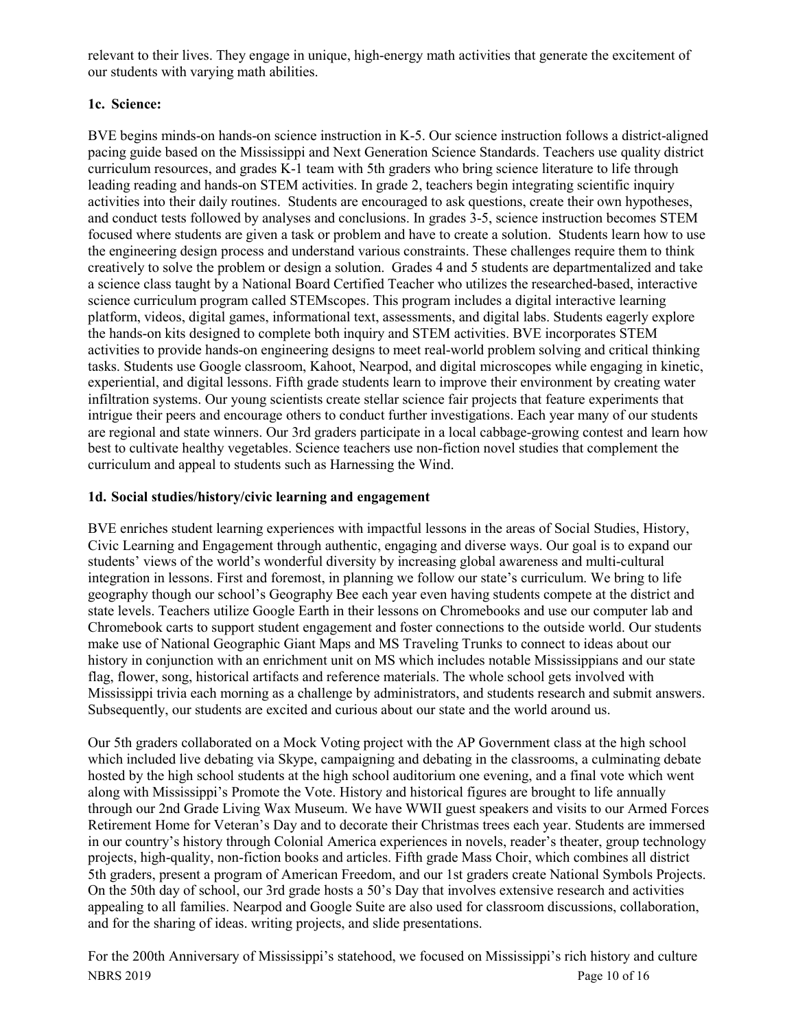relevant to their lives. They engage in unique, high-energy math activities that generate the excitement of our students with varying math abilities.

**1c. Science:**

BVE begins minds-on hands-on science instruction in K-5. Our science instruction follows a district-aligned pacing guide based on the Mississippi and Next Generation Science Standards. Teachers use quality district curriculum resources, and grades K-1 team with 5th graders who bring science literature to life through leading reading and hands-on STEM activities. In grade 2, teachers begin integrating scientific inquiry activities into their daily routines. Students are encouraged to ask questions, create their own hypotheses, and conduct tests followed by analyses and conclusions. In grades 3-5, science instruction becomes STEM focused where students are given a task or problem and have to create a solution. Students learn how to use the engineering design process and understand various constraints. These challenges require them to think creatively to solve the problem or design a solution. Grades 4 and 5 students are departmentalized and take a science class taught by a National Board Certified Teacher who utilizes the researched-based, interactive science curriculum program called STEMscopes. This program includes a digital interactive learning platform, videos, digital games, informational text, assessments, and digital labs. Students eagerly explore the hands-on kits designed to complete both inquiry and STEM activities. BVE incorporates STEM activities to provide hands-on engineering designs to meet real-world problem solving and critical thinking tasks. Students use Google classroom, Kahoot, Nearpod, and digital microscopes while engaging in kinetic, experiential, and digital lessons. Fifth grade students learn to improve their environment by creating water infiltration systems. Our young scientists create stellar science fair projects that feature experiments that intrigue their peers and encourage others to conduct further investigations. Each year many of our students are regional and state winners. Our 3rd graders participate in a local cabbage-growing contest and learn how best to cultivate healthy vegetables. Science teachers use non-fiction novel studies that complement the curriculum and appeal to students such as Harnessing the Wind.

**1d. Social studies/history/civic learning and engagement**

BVE enriches student learning experiences with impactful lessons in the areas of Social Studies, History, Civic Learning and Engagement through authentic, engaging and diverse ways. Our goal is to expand our students' views of the world's wonderful diversity by increasing global awareness and multi-cultural integration in lessons. First and foremost, in planning we follow our state's curriculum. We bring to life geography though our school's Geography Bee each year even having students compete at the district and state levels. Teachers utilize Google Earth in their lessons on Chromebooks and use our computer lab and Chromebook carts to support student engagement and foster connections to the outside world. Our students make use of National Geographic Giant Maps and MS Traveling Trunks to connect to ideas about our history in conjunction with an enrichment unit on MS which includes notable Mississippians and our state flag, flower, song, historical artifacts and reference materials. The whole school gets involved with Mississippi trivia each morning as a challenge by administrators, and students research and submit answers. Subsequently, our students are excited and curious about our state and the world around us.

Our 5th graders collaborated on a Mock Voting project with the AP Government class at the high school which included live debating via Skype, campaigning and debating in the classrooms, a culminating debate hosted by the high school students at the high school auditorium one evening, and a final vote which went along with Mississippi's Promote the Vote. History and historical figures are brought to life annually through our 2nd Grade Living Wax Museum. We have WWII guest speakers and visits to our Armed Forces Retirement Home for Veteran's Day and to decorate their Christmas trees each year. Students are immersed in our country's history through Colonial America experiences in novels, reader's theater, group technology projects, high-quality, non-fiction books and articles. Fifth grade Mass Choir, which combines all district 5th graders, present a program of American Freedom, and our 1st graders create National Symbols Projects. On the 50th day of school, our 3rd grade hosts a 50's Day that involves extensive research and activities appealing to all families. Nearpod and Google Suite are also used for classroom discussions, collaboration, and for the sharing of ideas. writing projects, and slide presentations.

For the 200th Anniversary of Mississippi's statehood, we focused on Mississippi's rich history and culture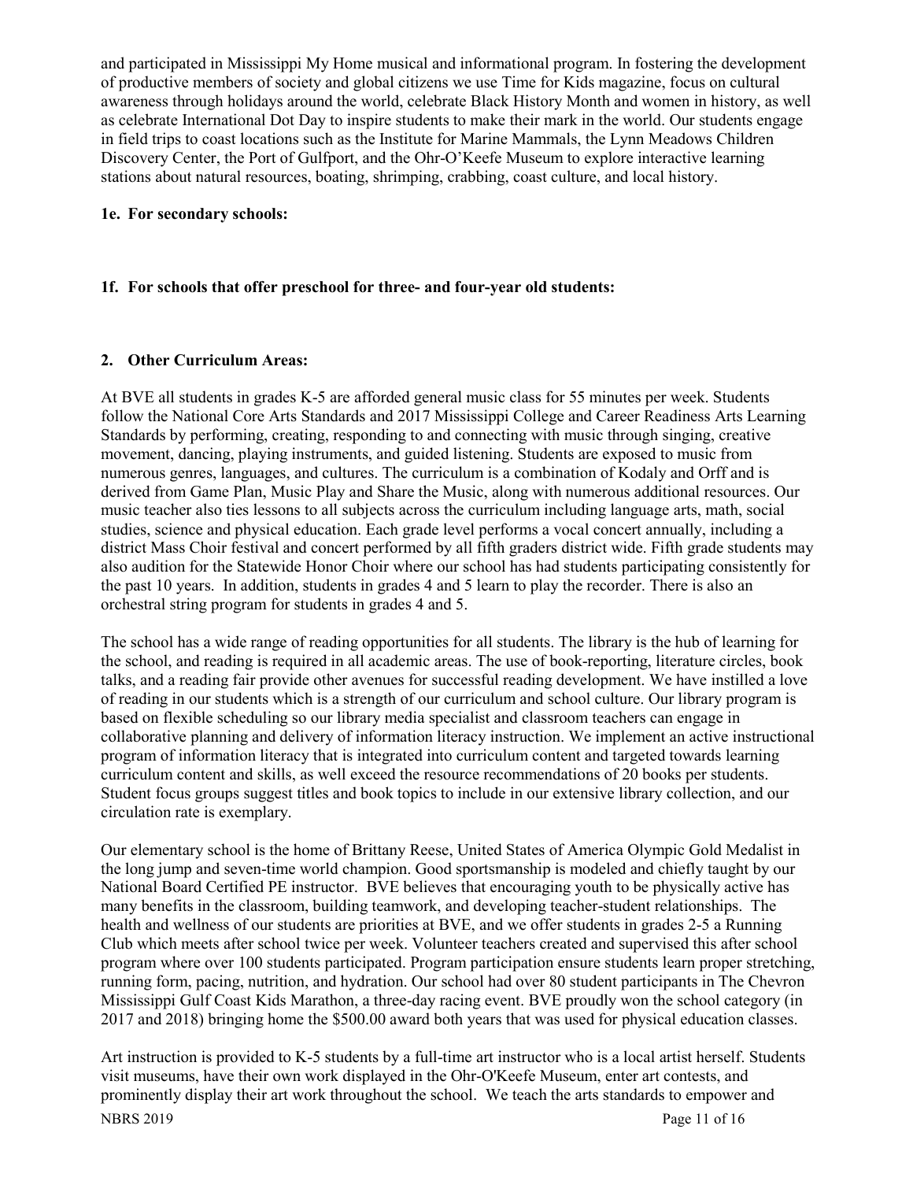and participated in Mississippi My Home musical and informational program. In fostering the development of productive members of society and global citizens we use Time for Kids magazine, focus on cultural awareness through holidays around the world, celebrate Black History Month and women in history, as well as celebrate International Dot Day to inspire students to make their mark in the world. Our students engage in field trips to coast locations such as the Institute for Marine Mammals, the Lynn Meadows Children Discovery Center, the Port of Gulfport, and the Ohr-O'Keefe Museum to explore interactive learning stations about natural resources, boating, shrimping, crabbing, coast culture, and local history.

**1e. For secondary schools:**

**1f. For schools that offer preschool for three- and four-year old students:**

**2. Other Curriculum Areas:**

At BVE all students in grades K-5 are afforded general music class for 55 minutes per week. Students follow the National Core Arts Standards and 2017 Mississippi College and Career Readiness Arts Learning Standards by performing, creating, responding to and connecting with music through singing, creative movement, dancing, playing instruments, and guided listening. Students are exposed to music from numerous genres, languages, and cultures. The curriculum is a combination of Kodaly and Orff and is derived from Game Plan, Music Play and Share the Music, along with numerous additional resources. Our music teacher also ties lessons to all subjects across the curriculum including language arts, math, social studies, science and physical education. Each grade level performs a vocal concert annually, including a district Mass Choir festival and concert performed by all fifth graders district wide. Fifth grade students may also audition for the Statewide Honor Choir where our school has had students participating consistently for the past 10 years. In addition, students in grades 4 and 5 learn to play the recorder. There is also an orchestral string program for students in grades 4 and 5.

The school has a wide range of reading opportunities for all students. The library is the hub of learning for the school, and reading is required in all academic areas. The use of book-reporting, literature circles, book talks, and a reading fair provide other avenues for successful reading development. We have instilled a love of reading in our students which is a strength of our curriculum and school culture. Our library program is based on flexible scheduling so our library media specialist and classroom teachers can engage in collaborative planning and delivery of information literacy instruction. We implement an active instructional program of information literacy that is integrated into curriculum content and targeted towards learning curriculum content and skills, as well exceed the resource recommendations of 20 books per students. Student focus groups suggest titles and book topics to include in our extensive library collection, and our circulation rate is exemplary.

Our elementary school is the home of Brittany Reese, United States of America Olympic Gold Medalist in the long jump and seven-time world champion. Good sportsmanship is modeled and chiefly taught by our National Board Certified PE instructor. BVE believes that encouraging youth to be physically active has many benefits in the classroom, building teamwork, and developing teacher-student relationships. The health and wellness of our students are priorities at BVE, and we offer students in grades 2-5 a Running Club which meets after school twice per week. Volunteer teachers created and supervised this after school program where over 100 students participated. Program participation ensure students learn proper stretching, running form, pacing, nutrition, and hydration. Our school had over 80 student participants in The Chevron Mississippi Gulf Coast Kids Marathon, a three-day racing event. BVE proudly won the school category (in 2017 and 2018) bringing home the $500.00 award both years that was used for physical education classes.

Art instruction is provided to K-5 students by a full-time art instructor who is a local artist herself. Students visit museums, have their own work displayed in the Ohr-O'Keefe Museum, enter art contests, and prominently display their art work throughout the school. We teach the arts standards to empower and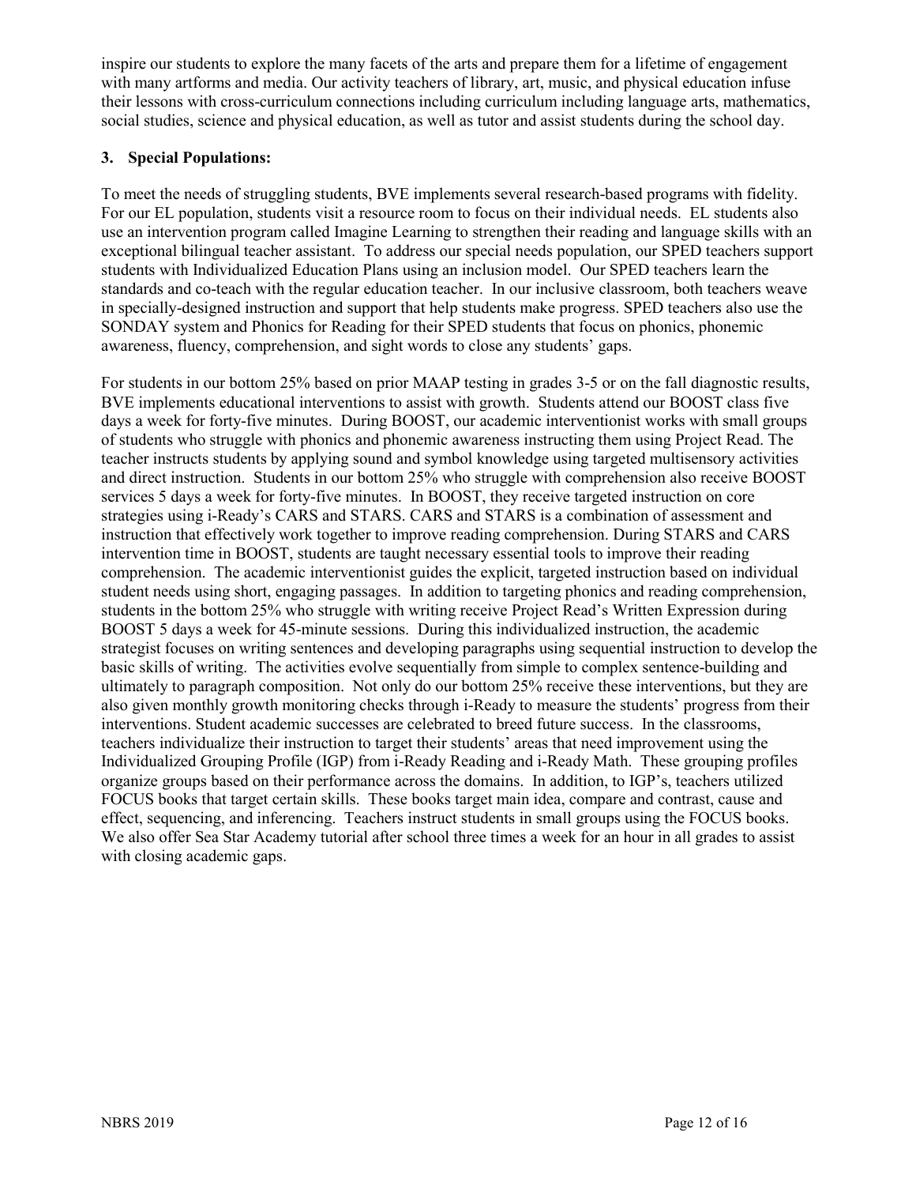inspire our students to explore the many facets of the arts and prepare them for a lifetime of engagement with many artforms and media. Our activity teachers of library, art, music, and physical education infuse their lessons with cross-curriculum connections including curriculum including language arts, mathematics, social studies, science and physical education, as well as tutor and assist students during the school day.

### 3. Special Populations:

To meet the needs of struggling students, BVE implements several research-based programs with fidelity. For our EL population, students visit a resource room to focus on their individual needs. EL students also use an intervention program called Imagine Learning to strengthen their reading and language skills with an exceptional bilingual teacher assistant. To address our special needs population, our SPED teachers support students with Individualized Education Plans using an inclusion model. Our SPED teachers learn the standards and co-teach with the regular education teacher. In our inclusive classroom, both teachers weave in specially-designed instruction and support that help students make progress. SPED teachers also use the SONDAY system and Phonics for Reading for their SPED students that focus on phonics, phonemic awareness, fluency, comprehension, and sight words to close any students' gaps.

For students in our bottom 25% based on prior MAAP testing in grades 3-5 or on the fall diagnostic results, BVE implements educational interventions to assist with growth. Students attend our BOOST class five days a week for forty-five minutes. During BOOST, our academic interventionist works with small groups of students who struggle with phonics and phonemic awareness instructing them using Project Read. The teacher instructs students by applying sound and symbol knowledge using targeted multisensory activities and direct instruction. Students in our bottom 25% who struggle with comprehension also receive BOOST services 5 days a week for forty-five minutes. In BOOST, they receive targeted instruction on core strategies using i-Ready's CARS and STARS. CARS and STARS is a combination of assessment and instruction that effectively work together to improve reading comprehension. During STARS and CARS intervention time in BOOST, students are taught necessary essential tools to improve their reading comprehension. The academic interventionist guides the explicit, targeted instruction based on individual student needs using short, engaging passages. In addition to targeting phonics and reading comprehension, students in the bottom 25% who struggle with writing receive Project Read's Written Expression during BOOST 5 days a week for 45-minute sessions. During this individualized instruction, the academic strategist focuses on writing sentences and developing paragraphs using sequential instruction to develop the basic skills of writing. The activities evolve sequentially from simple to complex sentence-building and ultimately to paragraph composition. Not only do our bottom 25% receive these interventions, but they are also given monthly growth monitoring checks through i-Ready to measure the students' progress from their interventions. Student academic successes are celebrated to breed future success. In the classrooms, teachers individualize their instruction to target their students' areas that need improvement using the Individualized Grouping Profile (IGP) from i-Ready Reading and i-Ready Math. These grouping profiles organize groups based on their performance across the domains. In addition, to IGP's, teachers utilized FOCUS books that target certain skills. These books target main idea, compare and contrast, cause and effect, sequencing, and inferencing. Teachers instruct students in small groups using the FOCUS books. We also offer Sea Star Academy tutorial after school three times a week for an hour in all grades to assist with closing academic gaps.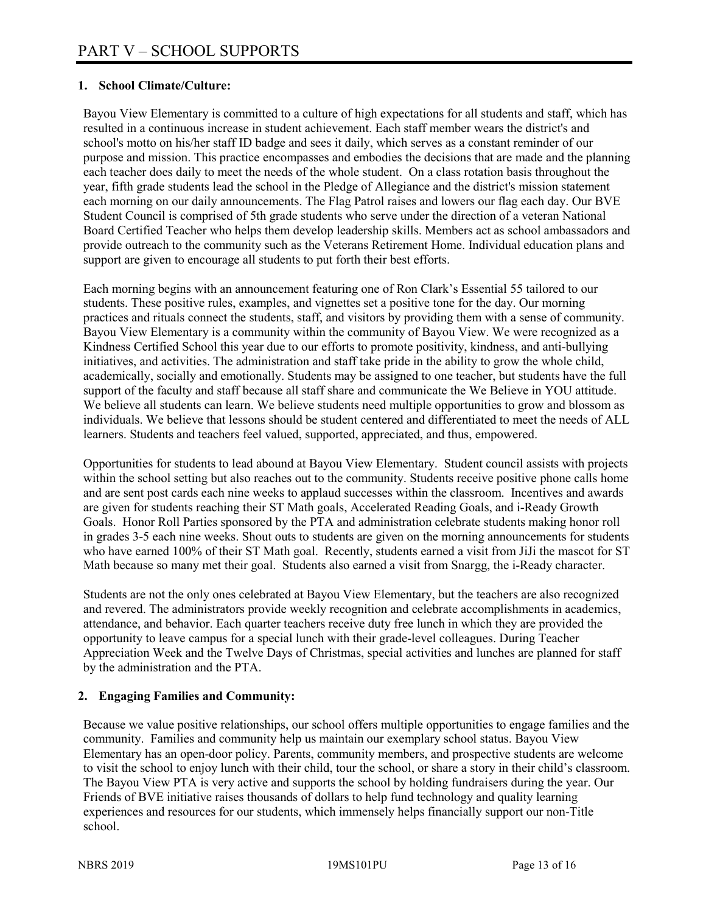# PART V – SCHOOL SUPPORTS

## 1. School Climate/Culture:

Bayou View Elementary is committed to a culture of high expectations for all students and staff, which has resulted in a continuous increase in student achievement. Each staff member wears the district's and school's motto on his/her staff ID badge and sees it daily, which serves as a constant reminder of our purpose and mission. This practice encompasses and embodies the decisions that are made and the planning each teacher does daily to meet the needs of the whole student. On a class rotation basis throughout the year, fifth grade students lead the school in the Pledge of Allegiance and the district's mission statement each morning on our daily announcements. The Flag Patrol raises and lowers our flag each day. Our BVE Student Council is comprised of 5th grade students who serve under the direction of a veteran National Board Certified Teacher who helps them develop leadership skills. Members act as school ambassadors and provide outreach to the community such as the Veterans Retirement Home. Individual education plans and support are given to encourage all students to put forth their best efforts.

Each morning begins with an announcement featuring one of Ron Clark's Essential 55 tailored to our students. These positive rules, examples, and vignettes set a positive tone for the day. Our morning practices and rituals connect the students, staff, and visitors by providing them with a sense of community. Bayou View Elementary is a community within the community of Bayou View. We were recognized as a Kindness Certified School this year due to our efforts to promote positivity, kindness, and anti-bullying initiatives, and activities. The administration and staff take pride in the ability to grow the whole child, academically, socially and emotionally. Students may be assigned to one teacher, but students have the full support of the faculty and staff because all staff share and communicate the We Believe in YOU attitude. We believe all students can learn. We believe students need multiple opportunities to grow and blossom as individuals. We believe that lessons should be student centered and differentiated to meet the needs of ALL learners. Students and teachers feel valued, supported, appreciated, and thus, empowered.

Opportunities for students to lead abound at Bayou View Elementary. Student council assists with projects within the school setting but also reaches out to the community. Students receive positive phone calls home and are sent post cards each nine weeks to applaud successes within the classroom. Incentives and awards are given for students reaching their ST Math goals, Accelerated Reading Goals, and i-Ready Growth Goals. Honor Roll Parties sponsored by the PTA and administration celebrate students making honor roll in grades 3-5 each nine weeks. Shout outs to students are given on the morning announcements for students who have earned 100% of their ST Math goal. Recently, students earned a visit from JiJi the mascot for ST Math because so many met their goal. Students also earned a visit from Snargg, the i-Ready character.

Students are not the only ones celebrated at Bayou View Elementary, but the teachers are also recognized and revered. The administrators provide weekly recognition and celebrate accomplishments in academics, attendance, and behavior. Each quarter teachers receive duty free lunch in which they are provided the opportunity to leave campus for a special lunch with their grade-level colleagues. During Teacher Appreciation Week and the Twelve Days of Christmas, special activities and lunches are planned for staff by the administration and the PTA.

## 2. Engaging Families and Community:

Because we value positive relationships, our school offers multiple opportunities to engage families and the community. Families and community help us maintain our exemplary school status. Bayou View Elementary has an open-door policy. Parents, community members, and prospective students are welcome to visit the school to enjoy lunch with their child, tour the school, or share a story in their child's classroom. The Bayou View PTA is very active and supports the school by holding fundraisers during the year. Our Friends of BVE initiative raises thousands of dollars to help fund technology and quality learning experiences and resources for our students, which immensely helps financially support our non-Title school.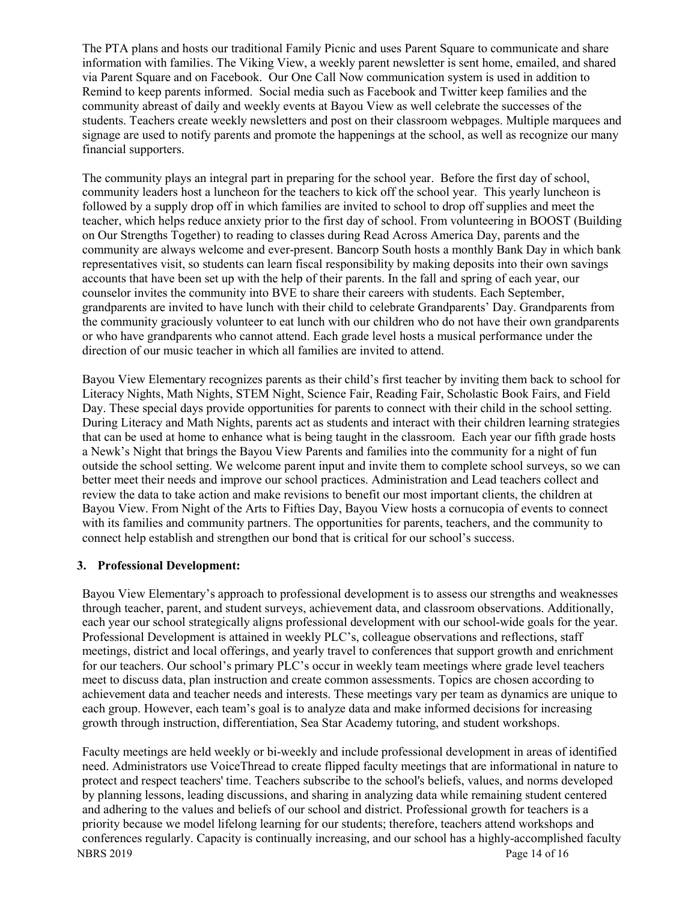The PTA plans and hosts our traditional Family Picnic and uses Parent Square to communicate and share information with families. The Viking View, a weekly parent newsletter is sent home, emailed, and shared via Parent Square and on Facebook. Our One Call Now communication system is used in addition to Remind to keep parents informed. Social media such as Facebook and Twitter keep families and the community abreast of daily and weekly events at Bayou View as well celebrate the successes of the students. Teachers create weekly newsletters and post on their classroom webpages. Multiple marquees and signage are used to notify parents and promote the happenings at the school, as well as recognize our many financial supporters.

The community plays an integral part in preparing for the school year. Before the first day of school, community leaders host a luncheon for the teachers to kick off the school year. This yearly luncheon is followed by a supply drop off in which families are invited to school to drop off supplies and meet the teacher, which helps reduce anxiety prior to the first day of school. From volunteering in BOOST (Building on Our Strengths Together) to reading to classes during Read Across America Day, parents and the community are always welcome and ever-present. Bancorp South hosts a monthly Bank Day in which bank representatives visit, so students can learn fiscal responsibility by making deposits into their own savings accounts that have been set up with the help of their parents. In the fall and spring of each year, our counselor invites the community into BVE to share their careers with students. Each September, grandparents are invited to have lunch with their child to celebrate Grandparents' Day. Grandparents from the community graciously volunteer to eat lunch with our children who do not have their own grandparents or who have grandparents who cannot attend. Each grade level hosts a musical performance under the direction of our music teacher in which all families are invited to attend.

Bayou View Elementary recognizes parents as their child's first teacher by inviting them back to school for Literacy Nights, Math Nights, STEM Night, Science Fair, Reading Fair, Scholastic Book Fairs, and Field Day. These special days provide opportunities for parents to connect with their child in the school setting. During Literacy and Math Nights, parents act as students and interact with their children learning strategies that can be used at home to enhance what is being taught in the classroom. Each year our fifth grade hosts a Newk's Night that brings the Bayou View Parents and families into the community for a night of fun outside the school setting. We welcome parent input and invite them to complete school surveys, so we can better meet their needs and improve our school practices. Administration and Lead teachers collect and review the data to take action and make revisions to benefit our most important clients, the children at Bayou View. From Night of the Arts to Fifties Day, Bayou View hosts a cornucopia of events to connect with its families and community partners. The opportunities for parents, teachers, and the community to connect help establish and strengthen our bond that is critical for our school's success.

## 3. Professional Development:

Bayou View Elementary's approach to professional development is to assess our strengths and weaknesses through teacher, parent, and student surveys, achievement data, and classroom observations. Additionally, each year our school strategically aligns professional development with our school-wide goals for the year. Professional Development is attained in weekly PLC's, colleague observations and reflections, staff meetings, district and local offerings, and yearly travel to conferences that support growth and enrichment for our teachers. Our school's primary PLC's occur in weekly team meetings where grade level teachers meet to discuss data, plan instruction and create common assessments. Topics are chosen according to achievement data and teacher needs and interests. These meetings vary per team as dynamics are unique to each group. However, each team's goal is to analyze data and make informed decisions for increasing growth through instruction, differentiation, Sea Star Academy tutoring, and student workshops.

Faculty meetings are held weekly or bi-weekly and include professional development in areas of identified need. Administrators use VoiceThread to create flipped faculty meetings that are informational in nature to protect and respect teachers' time. Teachers subscribe to the school's beliefs, values, and norms developed by planning lessons, leading discussions, and sharing in analyzing data while remaining student centered and adhering to the values and beliefs of our school and district. Professional growth for teachers is a priority because we model lifelong learning for our students; therefore, teachers attend workshops and conferences regularly. Capacity is continually increasing, and our school has a highly-accomplished faculty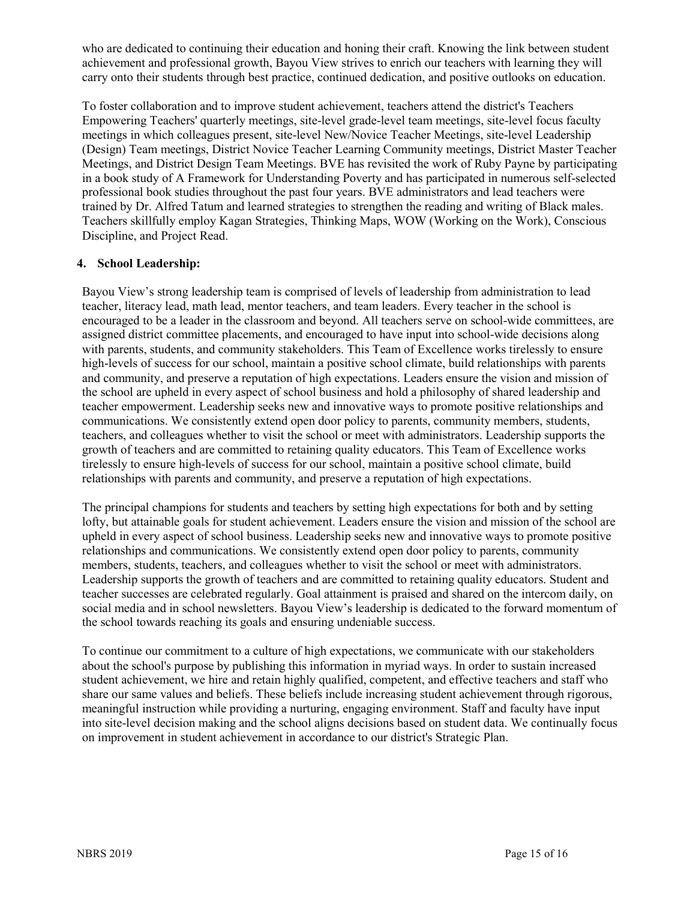who are dedicated to continuing their education and honing their craft. Knowing the link between student achievement and professional growth, Bayou View strives to enrich our teachers with learning they will carry onto their students through best practice, continued dedication, and positive outlooks on education.

To foster collaboration and to improve student achievement, teachers attend the district's Teachers Empowering Teachers' quarterly meetings, site-level grade-level team meetings, site-level focus faculty meetings in which colleagues present, site-level New/Novice Teacher Meetings, site-level Leadership (Design) Team meetings, District Novice Teacher Learning Community meetings, District Master Teacher Meetings, and District Design Team Meetings. BVE has revisited the work of Ruby Payne by participating in a book study of A Framework for Understanding Poverty and has participated in numerous self-selected professional book studies throughout the past four years. BVE administrators and lead teachers were trained by Dr. Alfred Tatum and learned strategies to strengthen the reading and writing of Black males. Teachers skillfully employ Kagan Strategies, Thinking Maps, WOW (Working on the Work), Conscious Discipline, and Project Read.

**4. School Leadership:**

Bayou View's strong leadership team is comprised of levels of leadership from administration to lead teacher, literacy lead, math lead, mentor teachers, and team leaders. Every teacher in the school is encouraged to be a leader in the classroom and beyond. All teachers serve on school-wide committees, are assigned district committee placements, and encouraged to have input into school-wide decisions along with parents, students, and community stakeholders. This Team of Excellence works tirelessly to ensure high-levels of success for our school, maintain a positive school climate, build relationships with parents and community, and preserve a reputation of high expectations. Leaders ensure the vision and mission of the school are upheld in every aspect of school business and hold a philosophy of shared leadership and teacher empowerment. Leadership seeks new and innovative ways to promote positive relationships and communications. We consistently extend open door policy to parents, community members, students, teachers, and colleagues whether to visit the school or meet with administrators. Leadership supports the growth of teachers and are committed to retaining quality educators. This Team of Excellence works tirelessly to ensure high-levels of success for our school, maintain a positive school climate, build relationships with parents and community, and preserve a reputation of high expectations.

The principal champions for students and teachers by setting high expectations for both and by setting lofty, but attainable goals for student achievement. Leaders ensure the vision and mission of the school are upheld in every aspect of school business. Leadership seeks new and innovative ways to promote positive relationships and communications. We consistently extend open door policy to parents, community members, students, teachers, and colleagues whether to visit the school or meet with administrators. Leadership supports the growth of teachers and are committed to retaining quality educators. Student and teacher successes are celebrated regularly. Goal attainment is praised and shared on the intercom daily, on social media and in school newsletters. Bayou View's leadership is dedicated to the forward momentum of the school towards reaching its goals and ensuring undeniable success.

To continue our commitment to a culture of high expectations, we communicate with our stakeholders about the school's purpose by publishing this information in myriad ways. In order to sustain increased student achievement, we hire and retain highly qualified, competent, and effective teachers and staff who share our same values and beliefs. These beliefs include increasing student achievement through rigorous, meaningful instruction while providing a nurturing, engaging environment. Staff and faculty have input into site-level decision making and the school aligns decisions based on student data. We continually focus on improvement in student achievement in accordance to our district's Strategic Plan.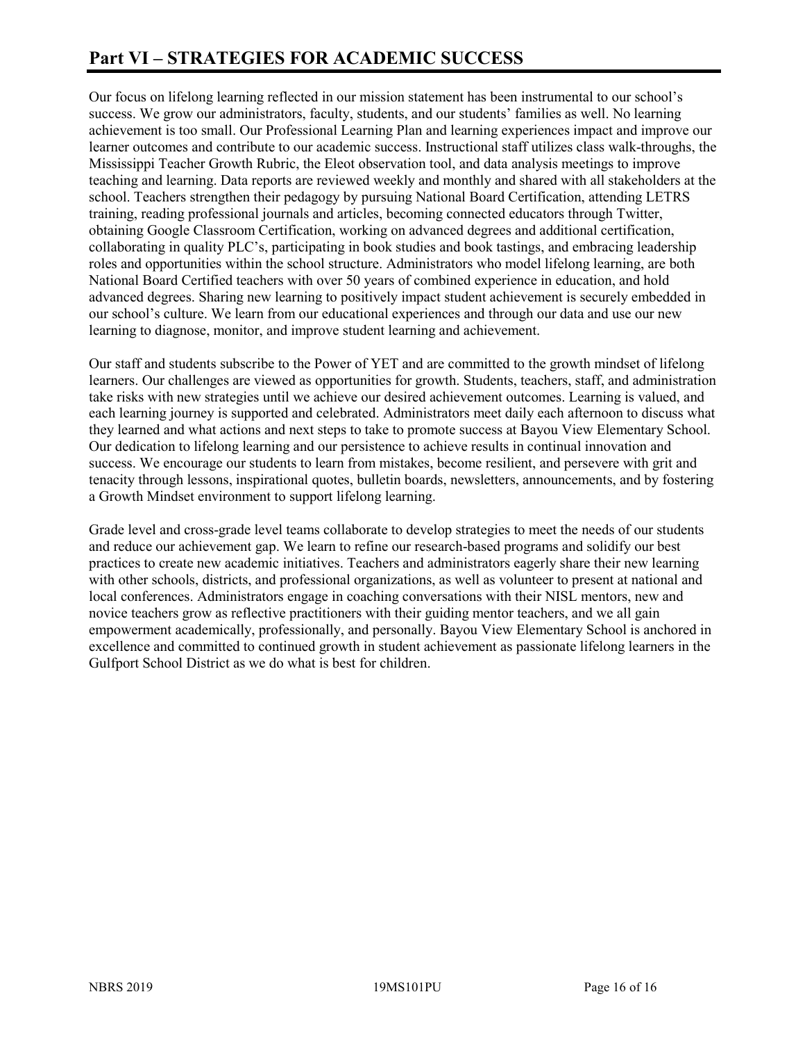# Part VI – STRATEGIES FOR ACADEMIC SUCCESS

Our focus on lifelong learning reflected in our mission statement has been instrumental to our school's success. We grow our administrators, faculty, students, and our students' families as well. No learning achievement is too small. Our Professional Learning Plan and learning experiences impact and improve our learner outcomes and contribute to our academic success. Instructional staff utilizes class walk-throughs, the Mississippi Teacher Growth Rubric, the Eleot observation tool, and data analysis meetings to improve teaching and learning. Data reports are reviewed weekly and monthly and shared with all stakeholders at the school. Teachers strengthen their pedagogy by pursuing National Board Certification, attending LETRS training, reading professional journals and articles, becoming connected educators through Twitter, obtaining Google Classroom Certification, working on advanced degrees and additional certification, collaborating in quality PLC's, participating in book studies and book tastings, and embracing leadership roles and opportunities within the school structure. Administrators who model lifelong learning, are both National Board Certified teachers with over 50 years of combined experience in education, and hold advanced degrees. Sharing new learning to positively impact student achievement is securely embedded in our school's culture. We learn from our educational experiences and through our data and use our new learning to diagnose, monitor, and improve student learning and achievement.

Our staff and students subscribe to the Power of YET and are committed to the growth mindset of lifelong learners. Our challenges are viewed as opportunities for growth. Students, teachers, staff, and administration take risks with new strategies until we achieve our desired achievement outcomes. Learning is valued, and each learning journey is supported and celebrated. Administrators meet daily each afternoon to discuss what they learned and what actions and next steps to take to promote success at Bayou View Elementary School. Our dedication to lifelong learning and our persistence to achieve results in continual innovation and success. We encourage our students to learn from mistakes, become resilient, and persevere with grit and tenacity through lessons, inspirational quotes, bulletin boards, newsletters, announcements, and by fostering a Growth Mindset environment to support lifelong learning.

Grade level and cross-grade level teams collaborate to develop strategies to meet the needs of our students and reduce our achievement gap. We learn to refine our research-based programs and solidify our best practices to create new academic initiatives. Teachers and administrators eagerly share their new learning with other schools, districts, and professional organizations, as well as volunteer to present at national and local conferences. Administrators engage in coaching conversations with their NISL mentors, new and novice teachers grow as reflective practitioners with their guiding mentor teachers, and we all gain empowerment academically, professionally, and personally. Bayou View Elementary School is anchored in excellence and committed to continued growth in student achievement as passionate lifelong learners in the Gulfport School District as we do what is best for children.